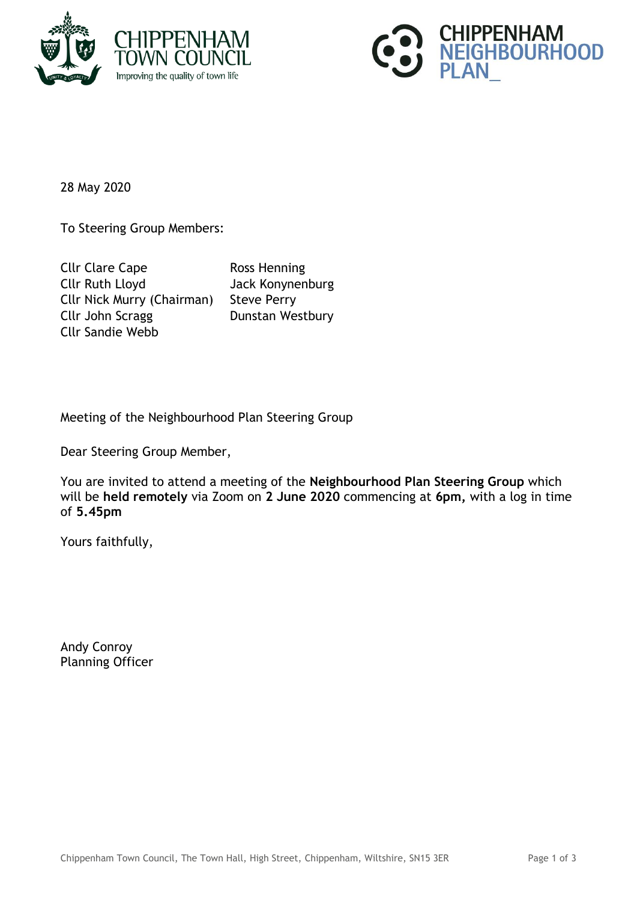CHIPPENHAM TOWN COUNCIL
Improving the quality of town life

CHIPPENHAM NEIGHBOURHOOD PLAN_

28 May 2020

To Steering Group Members:

| | |
|---|---|
| Cllr Clare Cape | Ross Henning |
| Cllr Ruth Lloyd | Jack Konynenburg |
| Cllr Nick Murry (Chairman) | Steve Perry |
| Cllr John Scragg | Dunstan Westbury |
| Cllr Sandie Webb | |

Meeting of the Neighbourhood Plan Steering Group

Dear Steering Group Member,

You are invited to attend a meeting of the **Neighbourhood Plan Steering Group** which will be **held remotely** via Zoom on **2 June 2020** commencing at **6pm,** with a log in time of **5.45pm**

Yours faithfully,

Andy Conroy
Planning Officer

Chippenham Town Council, The Town Hall, High Street, Chippenham, Wiltshire, SN15 3ER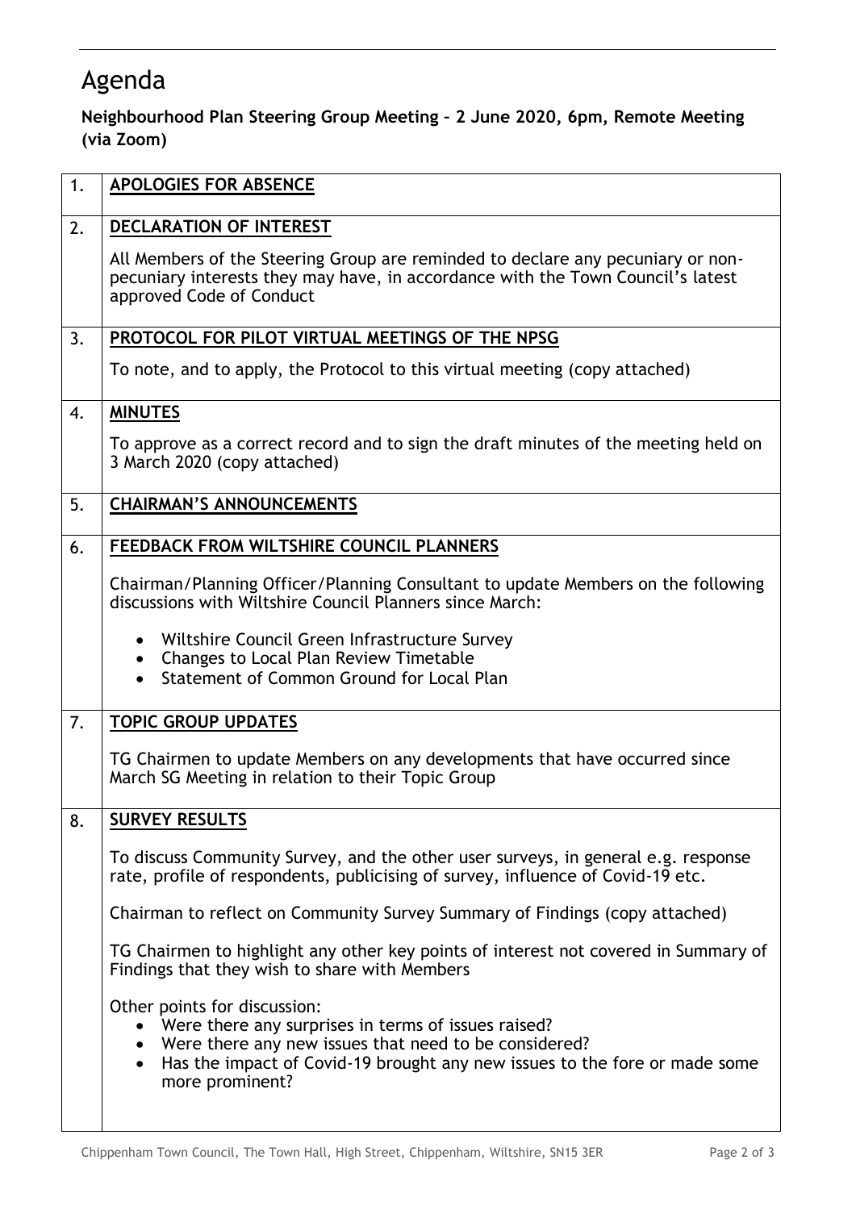# Agenda

**Neighbourhood Plan Steering Group Meeting – 2 June 2020, 6pm, Remote Meeting (via Zoom)**

| | |
|---|---|
| 1. | **APOLOGIES FOR ABSENCE** |
| 2. | **DECLARATION OF INTEREST**<br><br>All Members of the Steering Group are reminded to declare any pecuniary or non-pecuniary interests they may have, in accordance with the Town Council's latest approved Code of Conduct |
| 3. | **PROTOCOL FOR PILOT VIRTUAL MEETINGS OF THE NPSG**<br><br>To note, and to apply, the Protocol to this virtual meeting (copy attached) |
| 4. | **MINUTES**<br><br>To approve as a correct record and to sign the draft minutes of the meeting held on 3 March 2020 (copy attached) |
| 5. | **CHAIRMAN'S ANNOUNCEMENTS** |
| 6. | **FEEDBACK FROM WILTSHIRE COUNCIL PLANNERS**<br><br>Chairman/Planning Officer/Planning Consultant to update Members on the following discussions with Wiltshire Council Planners since March:<br><br>• Wiltshire Council Green Infrastructure Survey<br>• Changes to Local Plan Review Timetable<br>• Statement of Common Ground for Local Plan |
| 7. | **TOPIC GROUP UPDATES**<br><br>TG Chairmen to update Members on any developments that have occurred since March SG Meeting in relation to their Topic Group |
| 8. | **SURVEY RESULTS**<br><br>To discuss Community Survey, and the other user surveys, in general e.g. response rate, profile of respondents, publicising of survey, influence of Covid-19 etc.<br><br>Chairman to reflect on Community Survey Summary of Findings (copy attached)<br><br>TG Chairmen to highlight any other key points of interest not covered in Summary of Findings that they wish to share with Members<br><br>Other points for discussion:<br>• Were there any surprises in terms of issues raised?<br>• Were there any new issues that need to be considered?<br>• Has the impact of Covid-19 brought any new issues to the fore or made some more prominent? |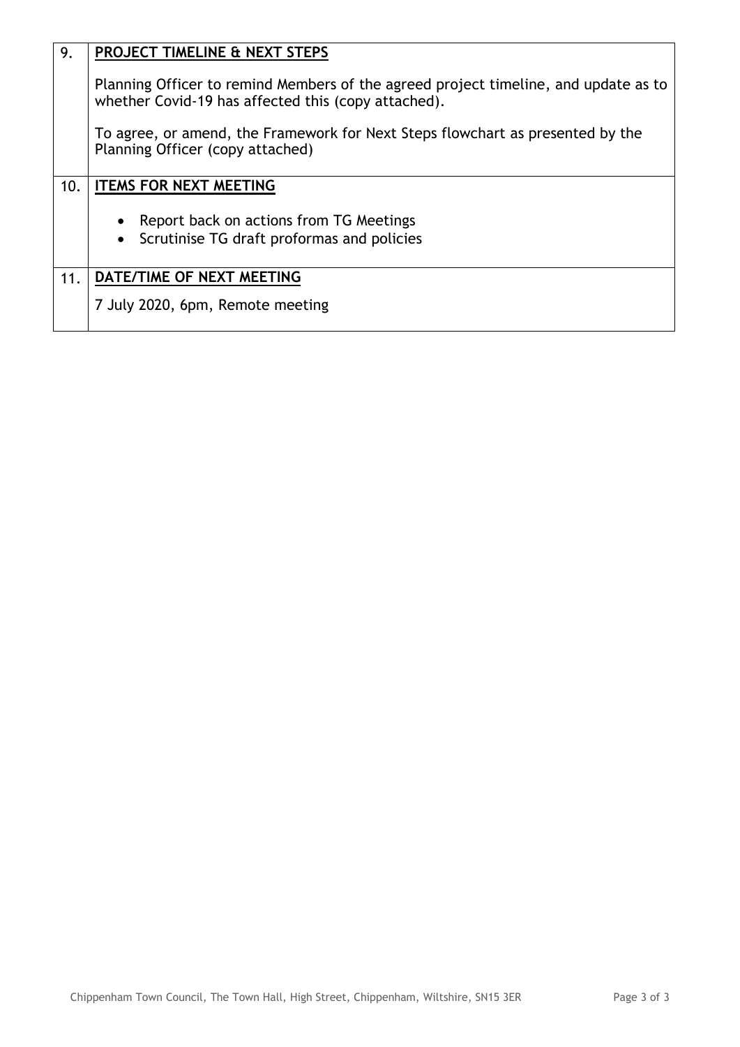| | |
|---|---|
| 9. | **PROJECT TIMELINE & NEXT STEPS**<br><br>Planning Officer to remind Members of the agreed project timeline, and update as to whether Covid-19 has affected this (copy attached).<br><br>To agree, or amend, the Framework for Next Steps flowchart as presented by the Planning Officer (copy attached) |
| 10. | **ITEMS FOR NEXT MEETING**<br><br>• Report back on actions from TG Meetings<br>• Scrutinise TG draft proformas and policies |
| 11. | **DATE/TIME OF NEXT MEETING**<br><br>7 July 2020, 6pm, Remote meeting |

Chippenham Town Council, The Town Hall, High Street, Chippenham, Wiltshire, SN15 3ER